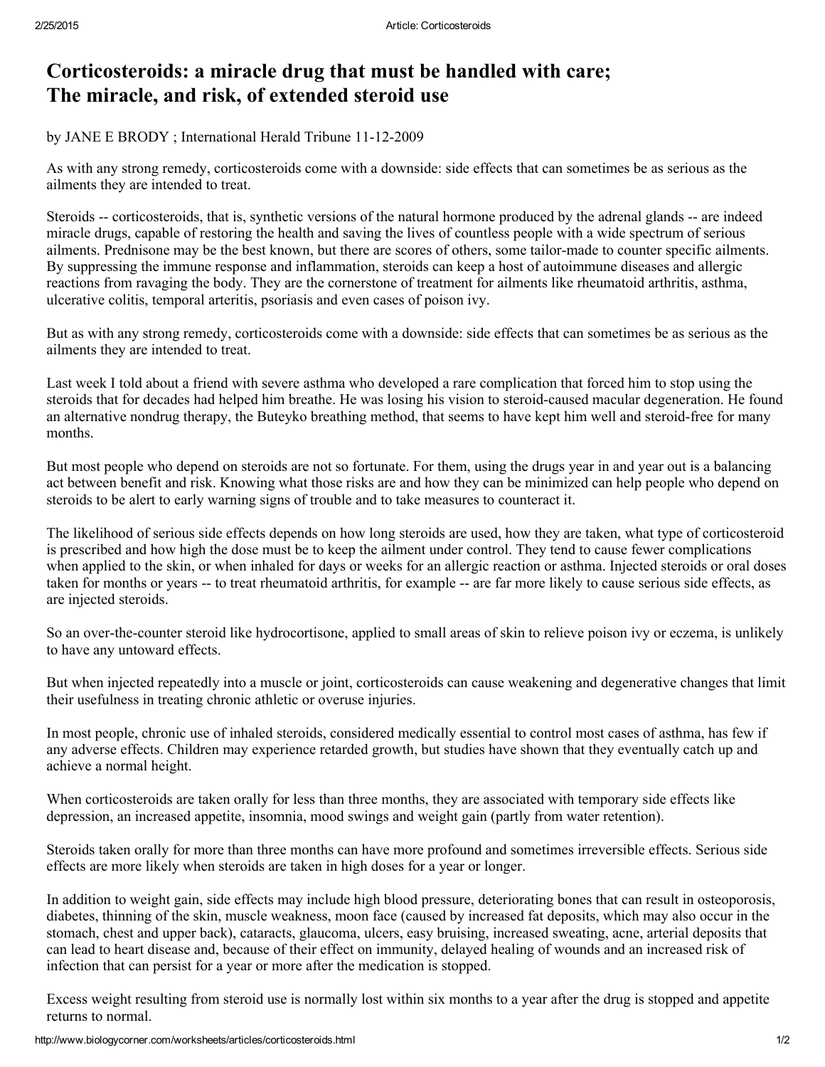# Corticosteroids: a miracle drug that must be handled with care; The miracle, and risk, of extended steroid use

by JANE E BRODY ; International Herald Tribune 11-12-2009

As with any strong remedy, corticosteroids come with a downside: side effects that can sometimes be as serious as the ailments they are intended to treat.

Steroids -- corticosteroids, that is, synthetic versions of the natural hormone produced by the adrenal glands -- are indeed miracle drugs, capable of restoring the health and saving the lives of countless people with a wide spectrum of serious ailments. Prednisone may be the best known, but there are scores of others, some tailor-made to counter specific ailments. By suppressing the immune response and inflammation, steroids can keep a host of autoimmune diseases and allergic reactions from ravaging the body. They are the cornerstone of treatment for ailments like rheumatoid arthritis, asthma, ulcerative colitis, temporal arteritis, psoriasis and even cases of poison ivy.

But as with any strong remedy, corticosteroids come with a downside: side effects that can sometimes be as serious as the ailments they are intended to treat.

Last week I told about a friend with severe asthma who developed a rare complication that forced him to stop using the steroids that for decades had helped him breathe. He was losing his vision to steroid-caused macular degeneration. He found an alternative nondrug therapy, the Buteyko breathing method, that seems to have kept him well and steroid-free for many months.

But most people who depend on steroids are not so fortunate. For them, using the drugs year in and year out is a balancing act between benefit and risk. Knowing what those risks are and how they can be minimized can help people who depend on steroids to be alert to early warning signs of trouble and to take measures to counteract it.

The likelihood of serious side effects depends on how long steroids are used, how they are taken, what type of corticosteroid is prescribed and how high the dose must be to keep the ailment under control. They tend to cause fewer complications when applied to the skin, or when inhaled for days or weeks for an allergic reaction or asthma. Injected steroids or oral doses taken for months or years -- to treat rheumatoid arthritis, for example -- are far more likely to cause serious side effects, as are injected steroids.

So an over-the-counter steroid like hydrocortisone, applied to small areas of skin to relieve poison ivy or eczema, is unlikely to have any untoward effects.

But when injected repeatedly into a muscle or joint, corticosteroids can cause weakening and degenerative changes that limit their usefulness in treating chronic athletic or overuse injuries.

In most people, chronic use of inhaled steroids, considered medically essential to control most cases of asthma, has few if any adverse effects. Children may experience retarded growth, but studies have shown that they eventually catch up and achieve a normal height.

When corticosteroids are taken orally for less than three months, they are associated with temporary side effects like depression, an increased appetite, insomnia, mood swings and weight gain (partly from water retention).

Steroids taken orally for more than three months can have more profound and sometimes irreversible effects. Serious side effects are more likely when steroids are taken in high doses for a year or longer.

In addition to weight gain, side effects may include high blood pressure, deteriorating bones that can result in osteoporosis, diabetes, thinning of the skin, muscle weakness, moon face (caused by increased fat deposits, which may also occur in the stomach, chest and upper back), cataracts, glaucoma, ulcers, easy bruising, increased sweating, acne, arterial deposits that can lead to heart disease and, because of their effect on immunity, delayed healing of wounds and an increased risk of infection that can persist for a year or more after the medication is stopped.

Excess weight resulting from steroid use is normally lost within six months to a year after the drug is stopped and appetite returns to normal.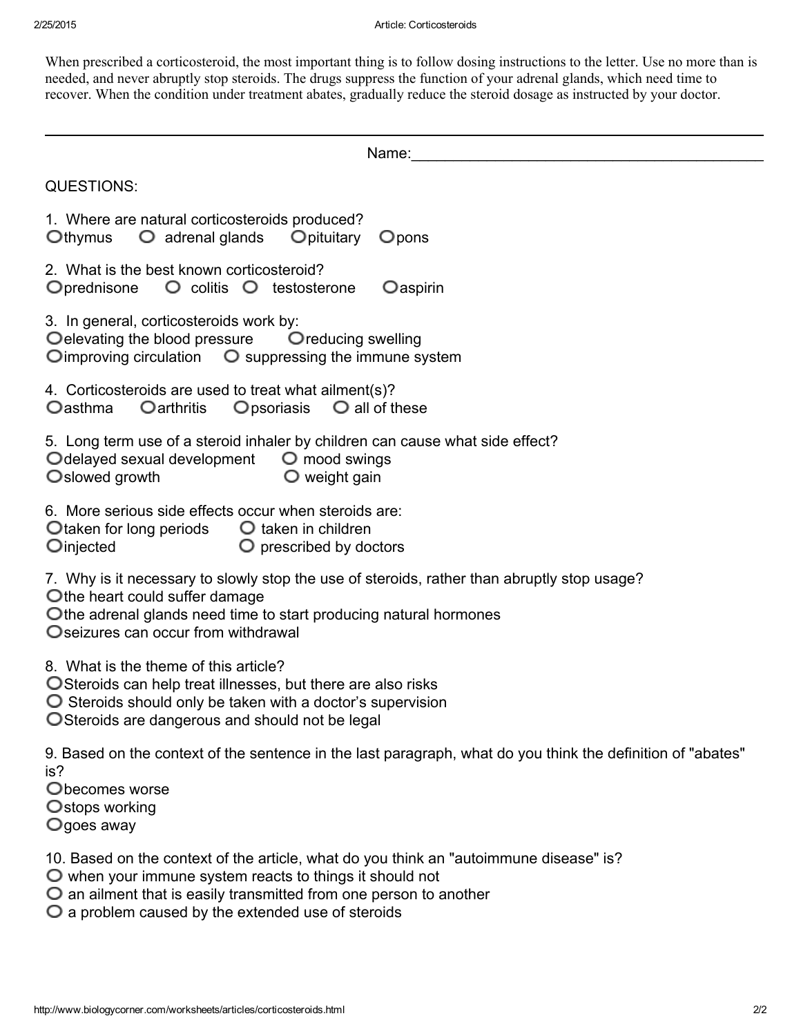When prescribed a corticosteroid, the most important thing is to follow dosing instructions to the letter. Use no more than is needed, and never abruptly stop steroids. The drugs suppress the function of your adrenal glands, which need time to recover. When the condition under treatment abates, gradually reduce the steroid dosage as instructed by your doctor.

---

Name:\_\_\_\_\_\_\_\_\_\_\_\_\_\_\_\_\_\_\_\_\_\_\_\_\_\_\_\_\_\_\_\_\_\_\_\_\_\_\_\_\_\_\_\_

QUESTIONS:

1. Where are natural corticosteroids produced?
   - ○ thymus
   - ○ adrenal glands
   - ○ pituitary
   - ○ pons

2. What is the best known corticosteroid?
   - ○ prednisone
   - ○ colitis
   - ○ testosterone
   - ○ aspirin

3. In general, corticosteroids work by:
   - ○ elevating the blood pressure
   - ○ reducing swelling
   - ○ improving circulation
   - ○ suppressing the immune system

4. Corticosteroids are used to treat what ailment(s)?
   - ○ asthma
   - ○ arthritis
   - ○ psoriasis
   - ○ all of these

5. Long term use of a steroid inhaler by children can cause what side effect?
   - ○ delayed sexual development
   - ○ mood swings
   - ○ slowed growth
   - ○ weight gain

6. More serious side effects occur when steroids are:
   - ○ taken for long periods
   - ○ taken in children
   - ○ injected
   - ○ prescribed by doctors

7. Why is it necessary to slowly stop the use of steroids, rather than abruptly stop usage?
   - ○ the heart could suffer damage
   - ○ the adrenal glands need time to start producing natural hormones
   - ○ seizures can occur from withdrawal

8. What is the theme of this article?
   - ○ Steroids can help treat illnesses, but there are also risks
   - ○ Steroids should only be taken with a doctor's supervision
   - ○ Steroids are dangerous and should not be legal

9. Based on the context of the sentence in the last paragraph, what do you think the definition of "abates" is?
   - ○ becomes worse
   - ○ stops working
   - ○ goes away

10. Based on the context of the article, what do you think an "autoimmune disease" is?
    - ○ when your immune system reacts to things it should not
    - ○ an ailment that is easily transmitted from one person to another
    - ○ a problem caused by the extended use of steroids